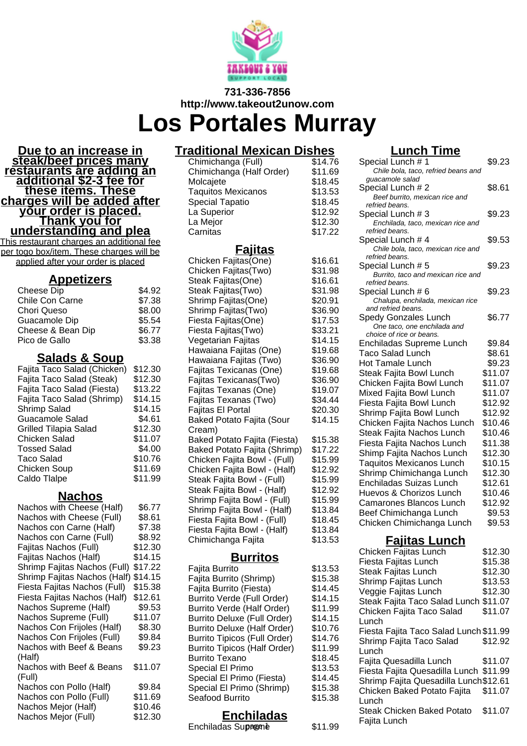731-336-7856
http://www.takeout2unow.com

# Los Portales Murray

**Due to an increase in steak/beef prices many restaurants are adding an additional $2-3 fee for these items. These charges will be added after your order is placed. Thank you for understanding and plea**

This restaurant charges an additional fee per togo box/item. These charges will be applied after your order is placed

## Appetizers

| Item | Price |
|---|---|
| Cheese Dip | $4.92 |
| Chile Con Carne | $7.38 |
| Chori Queso | $8.00 |
| Guacamole Dip | $5.54 |
| Cheese & Bean Dip | $6.77 |
| Pico de Gallo | $3.38 |

## Salads & Soup

| Item | Price |
|---|---|
| Fajita Taco Salad (Chicken) | $12.30 |
| Fajita Taco Salad (Steak) | $12.30 |
| Fajita Taco Salad (Fiesta) | $13.22 |
| Fajita Taco Salad (Shrimp) | $14.15 |
| Shrimp Salad | $14.15 |
| Guacamole Salad | $4.61 |
| Grilled Tilapia Salad | $12.30 |
| Chicken Salad | $11.07 |
| Tossed Salad | $4.00 |
| Taco Salad | $10.76 |
| Chicken Soup | $11.69 |
| Caldo Tlalpe | $11.99 |

## Nachos

| Item | Price |
|---|---|
| Nachos with Cheese (Half) | $6.77 |
| Nachos with Cheese (Full) | $8.61 |
| Nachos con Carne (Half) | $7.38 |
| Nachos con Carne (Full) | $8.92 |
| Fajitas Nachos (Full) | $12.30 |
| Fajitas Nachos (Half) | $14.15 |
| Shrimp Fajitas Nachos (Full) | $17.22 |
| Shrimp Fajitas Nachos (Half) | $14.15 |
| Fiesta Fajitas Nachos (Full) | $15.38 |
| Fiesta Fajitas Nachos (Half) | $12.61 |
| Nachos Supreme (Half) | $9.53 |
| Nachos Supreme (Full) | $11.07 |
| Nachos Con Frijoles (Half) | $8.30 |
| Nachos Con Frijoles (Full) | $9.84 |
| Nachos with Beef & Beans (Half) | $9.23 |
| Nachos with Beef & Beans (Full) | $11.07 |
| Nachos con Pollo (Half) | $9.84 |
| Nachos con Pollo (Full) | $11.69 |
| Nachos Mejor (Half) | $10.46 |
| Nachos Mejor (Full) | $12.30 |

## Traditional Mexican Dishes

| Item | Price |
|---|---|
| Chimichanga (Full) | $14.76 |
| Chimichanga (Half Order) | $11.69 |
| Molcajete | $18.45 |
| Taquitos Mexicanos | $13.53 |
| Special Tapatio | $18.45 |
| La Superior | $12.92 |
| La Mejor | $12.30 |
| Carnitas | $17.22 |

## Fajitas

| Item | Price |
|---|---|
| Chicken Fajitas(One) | $16.61 |
| Chicken Fajitas(Two) | $31.98 |
| Steak Fajitas(One) | $16.61 |
| Steak Fajitas(Two) | $31.98 |
| Shrimp Fajitas(One) | $20.91 |
| Shrimp Fajitas(Two) | $36.90 |
| Fiesta Fajitas(One) | $17.53 |
| Fiesta Fajitas(Two) | $33.21 |
| Vegetarian Fajitas | $14.15 |
| Hawaiana Fajitas (One) | $19.68 |
| Hawaiana Fajitas (Two) | $36.90 |
| Fajitas Texicanas (One) | $19.68 |
| Fajitas Texicanas(Two) | $36.90 |
| Fajitas Texanas (One) | $19.07 |
| Fajitas Texanas (Two) | $34.44 |
| Fajitas El Portal | $20.30 |
| Baked Potato Fajita (Sour Cream) | $14.15 |
| Baked Potato Fajita (Fiesta) | $15.38 |
| Baked Potato Fajita (Shrimp) | $17.22 |
| Chicken Fajita Bowl - (Full) | $15.99 |
| Chicken Fajita Bowl - (Half) | $12.92 |
| Steak Fajita Bowl - (Full) | $15.99 |
| Steak Fajita Bowl - (Half) | $12.92 |
| Shrimp Fajita Bowl - (Full) | $15.99 |
| Shrimp Fajita Bowl - (Half) | $13.84 |
| Fiesta Fajita Bowl - (Full) | $18.45 |
| Fiesta Fajita Bowl - (Half) | $13.84 |
| Chimichanga Fajita | $13.53 |

## Burritos

| Item | Price |
|---|---|
| Fajita Burrito | $13.53 |
| Fajita Burrito (Shrimp) | $15.38 |
| Fajita Burrito (Fiesta) | $14.45 |
| Burrito Verde (Full Order) | $14.15 |
| Burrito Verde (Half Order) | $11.99 |
| Burrito Deluxe (Full Order) | $14.15 |
| Burrito Deluxe (Half Order) | $10.76 |
| Burrito Tipicos (Full Order) | $14.76 |
| Burrito Tipicos (Half Order) | $11.99 |
| Burrito Texano | $18.45 |
| Special El Primo | $13.53 |
| Special El Primo (Fiesta) | $14.45 |
| Special El Primo (Shrimp) | $15.38 |
| Seafood Burrito | $15.38 |

## Enchiladas

| Item | Price |
|---|---|
| Enchiladas Supreme | $11.99 |

## Lunch Time

| Item | Price |
|---|---|
| Special Lunch # 1<br>*Chile bola, taco, refried beans and guacamole salad* | $9.23 |
| Special Lunch # 2<br>*Beef burrito, mexican rice and refried beans.* | $8.61 |
| Special Lunch # 3<br>*Enchilada, taco, mexican rice and refried beans.* | $9.23 |
| Special Lunch # 4<br>*Chile bola, taco, mexican rice and refried beans.* | $9.53 |
| Special Lunch # 5<br>*Burrito, taco and mexican rice and refried beans.* | $9.23 |
| Special Lunch # 6<br>*Chalupa, enchilada, mexican rice and refried beans.* | $9.23 |
| Spedy Gonzales Lunch<br>*One taco, one enchilada and choice of rice or beans.* | $6.77 |
| Enchiladas Supreme Lunch | $9.84 |
| Taco Salad Lunch | $8.61 |
| Hot Tamale Lunch | $9.23 |
| Steak Fajita Bowl Lunch | $11.07 |
| Chicken Fajita Bowl Lunch | $11.07 |
| Mixed Fajita Bowl Lunch | $11.07 |
| Fiesta Fajita Bowl Lunch | $12.92 |
| Shrimp Fajita Bowl Lunch | $12.92 |
| Chicken Fajita Nachos Lunch | $10.46 |
| Steak Fajita Nachos Lunch | $10.46 |
| Fiesta Fajita Nachos Lunch | $11.38 |
| Shimp Fajita Nachos Lunch | $12.30 |
| Taquitos Mexicanos Lunch | $10.15 |
| Shrimp Chimichanga Lunch | $12.30 |
| Enchiladas Suizas Lunch | $12.61 |
| Huevos & Chorizos Lunch | $10.46 |
| Camarones Blancos Lunch | $12.92 |
| Beef Chimichanga Lunch | $9.53 |
| Chicken Chimichanga Lunch | $9.53 |

## Fajitas Lunch

| Item | Price |
|---|---|
| Chicken Fajitas Lunch | $12.30 |
| Fiesta Fajitas Lunch | $15.38 |
| Steak Fajitas Lunch | $12.30 |
| Shrimp Fajitas Lunch | $13.53 |
| Veggie Fajitas Lunch | $12.30 |
| Steak Fajita Taco Salad Lunch | $11.07 |
| Chicken Fajita Taco Salad Lunch | $11.07 |
| Fiesta Fajita Taco Salad Lunch | $11.99 |
| Shrimp Fajita Taco Salad Lunch | $12.92 |
| Fajita Quesadilla Lunch | $11.07 |
| Fiesta Fajita Quesadilla Lunch | $11.99 |
| Shrimp Fajita Quesadilla Lunch | $12.61 |
| Chicken Baked Potato Fajita Lunch | $11.07 |
| Steak Chicken Baked Potato Fajita Lunch | $11.07 |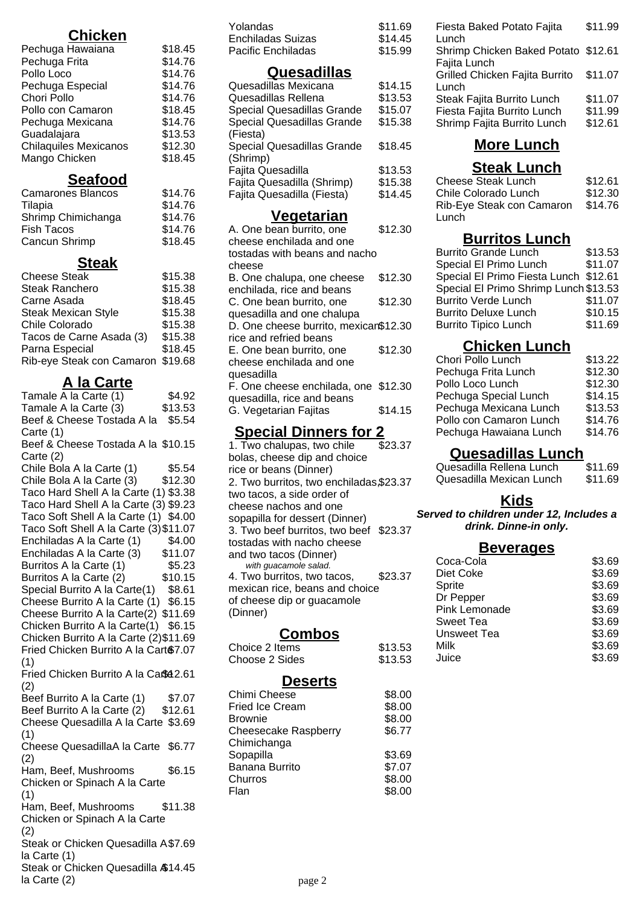## Chicken

| Item | Price |
|---|---|
| Pechuga Hawaiana | $18.45 |
| Pechuga Frita | $14.76 |
| Pollo Loco | $14.76 |
| Pechuga Especial | $14.76 |
| Chori Pollo | $14.76 |
| Pollo con Camaron | $18.45 |
| Pechuga Mexicana | $14.76 |
| Guadalajara | $13.53 |
| Chilaquiles Mexicanos | $12.30 |
| Mango Chicken | $18.45 |

## Seafood

| Item | Price |
|---|---|
| Camarones Blancos | $14.76 |
| Tilapia | $14.76 |
| Shrimp Chimichanga | $14.76 |
| Fish Tacos | $14.76 |
| Cancun Shrimp | $18.45 |

## Steak

| Item | Price |
|---|---|
| Cheese Steak | $15.38 |
| Steak Ranchero | $15.38 |
| Carne Asada | $18.45 |
| Steak Mexican Style | $15.38 |
| Chile Colorado | $15.38 |
| Tacos de Carne Asada (3) | $15.38 |
| Parna Especial | $18.45 |
| Rib-eye Steak con Camaron | $19.68 |

## A la Carte

| Item | Price |
|---|---|
| Tamale A la Carte (1) | $4.92 |
| Tamale A la Carte (3) | $13.53 |
| Beef & Cheese Tostada A la Carte (1) | $5.54 |
| Beef & Cheese Tostada A la Carte (2) | $10.15 |
| Chile Bola A la Carte (1) | $5.54 |
| Chile Bola A la Carte (3) | $12.30 |
| Taco Hard Shell A la Carte (1) | $3.38 |
| Taco Hard Shell A la Carte (3) | $9.23 |
| Taco Soft Shell A la Carte (1) | $4.00 |
| Taco Soft Shell A la Carte (3) | $11.07 |
| Enchiladas A la Carte (1) | $4.00 |
| Enchiladas A la Carte (3) | $11.07 |
| Burritos A la Carte (1) | $5.23 |
| Burritos A la Carte (2) | $10.15 |
| Special Burrito A la Carte(1) | $8.61 |
| Cheese Burrito A la Carte (1) | $6.15 |
| Cheese Burrito A la Carte(2) | $11.69 |
| Chicken Burrito A la Carte(1) | $6.15 |
| Chicken Burrito A la Carte (2) | $11.69 |
| Fried Chicken Burrito A la Carte (1) | $7.07 |
| Fried Chicken Burrito A la Carte (2) | $12.61 |
| Beef Burrito A la Carte (1) | $7.07 |
| Beef Burrito A la Carte (2) | $12.61 |
| Cheese Quesadilla A la Carte (1) | $3.69 |
| Cheese QuesadillaA la Carte (2) | $6.77 |
| Ham, Beef, Mushrooms Chicken or Spinach A la Carte (1) | $6.15 |
| Ham, Beef, Mushrooms Chicken or Spinach A la Carte (2) | $11.38 |
| Steak or Chicken Quesadilla A la Carte (1) | $7.69 |
| Steak or Chicken Quesadilla A la Carte (2) | $14.45 |

| Item | Price |
|---|---|
| Yolandas | $11.69 |
| Enchiladas Suizas | $14.45 |
| Pacific Enchiladas | $15.99 |

## Quesadillas

| Item | Price |
|---|---|
| Quesadillas Mexicana | $14.15 |
| Quesadillas Rellena | $13.53 |
| Special Quesadillas Grande | $15.07 |
| Special Quesadillas Grande (Fiesta) | $15.38 |
| Special Quesadillas Grande (Shrimp) | $18.45 |
| Fajita Quesadilla | $13.53 |
| Fajita Quesadilla (Shrimp) | $15.38 |
| Fajita Quesadilla (Fiesta) | $14.45 |

## Vegetarian

| Item | Price |
|---|---|
| A. One bean burrito, one cheese enchilada and one tostadas with beans and nacho cheese | $12.30 |
| B. One chalupa, one cheese enchilada, rice and beans | $12.30 |
| C. One bean burrito, one quesadilla and one chalupa | $12.30 |
| D. One cheese burrito, mexican rice and refried beans | $12.30 |
| E. One bean burrito, one cheese enchilada and one quesadilla | $12.30 |
| F. One cheese enchilada, one quesadilla, rice and beans | $12.30 |
| G. Vegetarian Fajitas | $14.15 |

## Special Dinners for 2

| Item | Price |
|---|---|
| 1. Two chalupas, two chile bolas, cheese dip and choice rice or beans (Dinner) | $23.37 |
| 2. Two burritos, two enchiladas, two tacos, a side order of cheese nachos and one sopapilla for dessert (Dinner) | $23.37 |
| 3. Two beef burritos, two beef tostadas with nacho cheese and two tacos (Dinner) *with guacamole salad.* | $23.37 |
| 4. Two burritos, two tacos, mexican rice, beans and choice of cheese dip or guacamole (Dinner) | $23.37 |

## Combos

| Item | Price |
|---|---|
| Choice 2 Items | $13.53 |
| Choose 2 Sides | $13.53 |

## Deserts

| Item | Price |
|---|---|
| Chimi Cheese | $8.00 |
| Fried Ice Cream | $8.00 |
| Brownie | $8.00 |
| Cheesecake Raspberry Chimichanga | $6.77 |
| Sopapilla | $3.69 |
| Banana Burrito | $7.07 |
| Churros | $8.00 |
| Flan | $8.00 |

| Item | Price |
|---|---|
| Fiesta Baked Potato Fajita Lunch | $11.99 |
| Shrimp Chicken Baked Potato Fajita Lunch | $12.61 |
| Grilled Chicken Fajita Burrito Lunch | $11.07 |
| Steak Fajita Burrito Lunch | $11.07 |
| Fiesta Fajita Burrito Lunch | $11.99 |
| Shrimp Fajita Burrito Lunch | $12.61 |

## More Lunch

## Steak Lunch

| Item | Price |
|---|---|
| Cheese Steak Lunch | $12.61 |
| Chile Colorado Lunch | $12.30 |
| Rib-Eye Steak con Camaron Lunch | $14.76 |

## Burritos Lunch

| Item | Price |
|---|---|
| Burrito Grande Lunch | $13.53 |
| Special El Primo Lunch | $11.07 |
| Special El Primo Fiesta Lunch | $12.61 |
| Special El Primo Shrimp Lunch | $13.53 |
| Burrito Verde Lunch | $11.07 |
| Burrito Deluxe Lunch | $10.15 |
| Burrito Tipico Lunch | $11.69 |

## Chicken Lunch

| Item | Price |
|---|---|
| Chori Pollo Lunch | $13.22 |
| Pechuga Frita Lunch | $12.30 |
| Pollo Loco Lunch | $12.30 |
| Pechuga Special Lunch | $14.15 |
| Pechuga Mexicana Lunch | $13.53 |
| Pollo con Camaron Lunch | $14.76 |
| Pechuga Hawaiana Lunch | $14.76 |

## Quesadillas Lunch

| Item | Price |
|---|---|
| Quesadilla Rellena Lunch | $11.69 |
| Quesadilla Mexican Lunch | $11.69 |

## Kids

***Served to children under 12, Includes a drink. Dinne-in only.***

## Beverages

| Item | Price |
|---|---|
| Coca-Cola | $3.69 |
| Diet Coke | $3.69 |
| Sprite | $3.69 |
| Dr Pepper | $3.69 |
| Pink Lemonade | $3.69 |
| Sweet Tea | $3.69 |
| Unsweet Tea | $3.69 |
| Milk | $3.69 |
| Juice | $3.69 |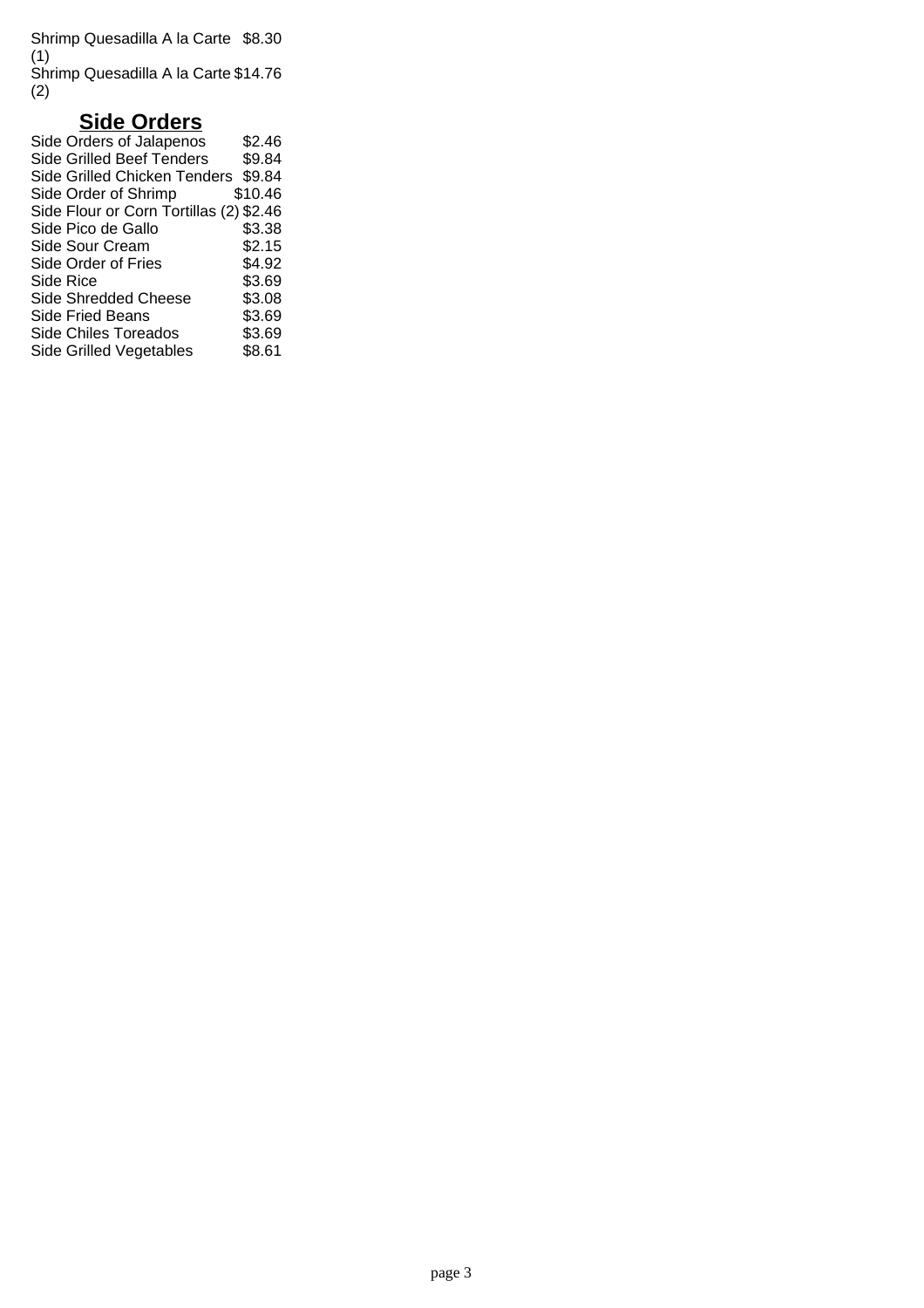| | |
|---|---|
| Shrimp Quesadilla A la Carte (1) | $8.30 |
| Shrimp Quesadilla A la Carte (2) | $14.76 |

## Side Orders

| | |
|---|---|
| Side Orders of Jalapenos | $2.46 |
| Side Grilled Beef Tenders | $9.84 |
| Side Grilled Chicken Tenders | $9.84 |
| Side Order of Shrimp | $10.46 |
| Side Flour or Corn Tortillas (2) | $2.46 |
| Side Pico de Gallo | $3.38 |
| Side Sour Cream | $2.15 |
| Side Order of Fries | $4.92 |
| Side Rice | $3.69 |
| Side Shredded Cheese | $3.08 |
| Side Fried Beans | $3.69 |
| Side Chiles Toreados | $3.69 |
| Side Grilled Vegetables | $8.61 |